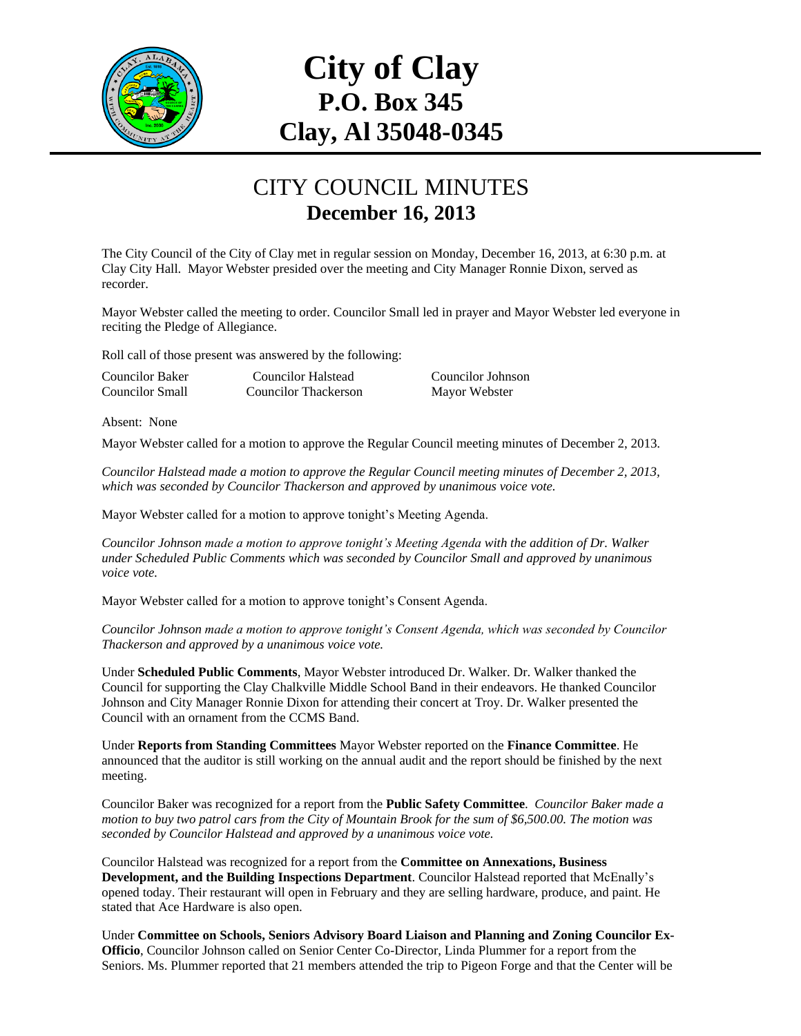# City of Clay
## P.O. Box 345
## Clay, Al 35048-0345

## CITY COUNCIL MINUTES
## December 16, 2013

The City Council of the City of Clay met in regular session on Monday, December 16, 2013, at 6:30 p.m. at Clay City Hall. Mayor Webster presided over the meeting and City Manager Ronnie Dixon, served as recorder.

Mayor Webster called the meeting to order. Councilor Small led in prayer and Mayor Webster led everyone in reciting the Pledge of Allegiance.

Roll call of those present was answered by the following:

| | | |
|---|---|---|
| Councilor Baker | Councilor Halstead | Councilor Johnson |
| Councilor Small | Councilor Thackerson | Mayor Webster |

Absent: None

Mayor Webster called for a motion to approve the Regular Council meeting minutes of December 2, 2013.

*Councilor Halstead made a motion to approve the Regular Council meeting minutes of December 2, 2013, which was seconded by Councilor Thackerson and approved by unanimous voice vote.*

Mayor Webster called for a motion to approve tonight's Meeting Agenda.

*Councilor Johnson made a motion to approve tonight's Meeting Agenda with the addition of Dr. Walker under Scheduled Public Comments which was seconded by Councilor Small and approved by unanimous voice vote.*

Mayor Webster called for a motion to approve tonight's Consent Agenda.

*Councilor Johnson made a motion to approve tonight's Consent Agenda, which was seconded by Councilor Thackerson and approved by a unanimous voice vote.*

Under **Scheduled Public Comments**, Mayor Webster introduced Dr. Walker. Dr. Walker thanked the Council for supporting the Clay Chalkville Middle School Band in their endeavors. He thanked Councilor Johnson and City Manager Ronnie Dixon for attending their concert at Troy. Dr. Walker presented the Council with an ornament from the CCMS Band.

Under **Reports from Standing Committees** Mayor Webster reported on the **Finance Committee**. He announced that the auditor is still working on the annual audit and the report should be finished by the next meeting.

Councilor Baker was recognized for a report from the **Public Safety Committee**. *Councilor Baker made a motion to buy two patrol cars from the City of Mountain Brook for the sum of $6,500.00. The motion was seconded by Councilor Halstead and approved by a unanimous voice vote.*

Councilor Halstead was recognized for a report from the **Committee on Annexations, Business Development, and the Building Inspections Department**. Councilor Halstead reported that McEnally's opened today. Their restaurant will open in February and they are selling hardware, produce, and paint. He stated that Ace Hardware is also open.

Under **Committee on Schools, Seniors Advisory Board Liaison and Planning and Zoning Councilor Ex-Officio**, Councilor Johnson called on Senior Center Co-Director, Linda Plummer for a report from the Seniors. Ms. Plummer reported that 21 members attended the trip to Pigeon Forge and that the Center will be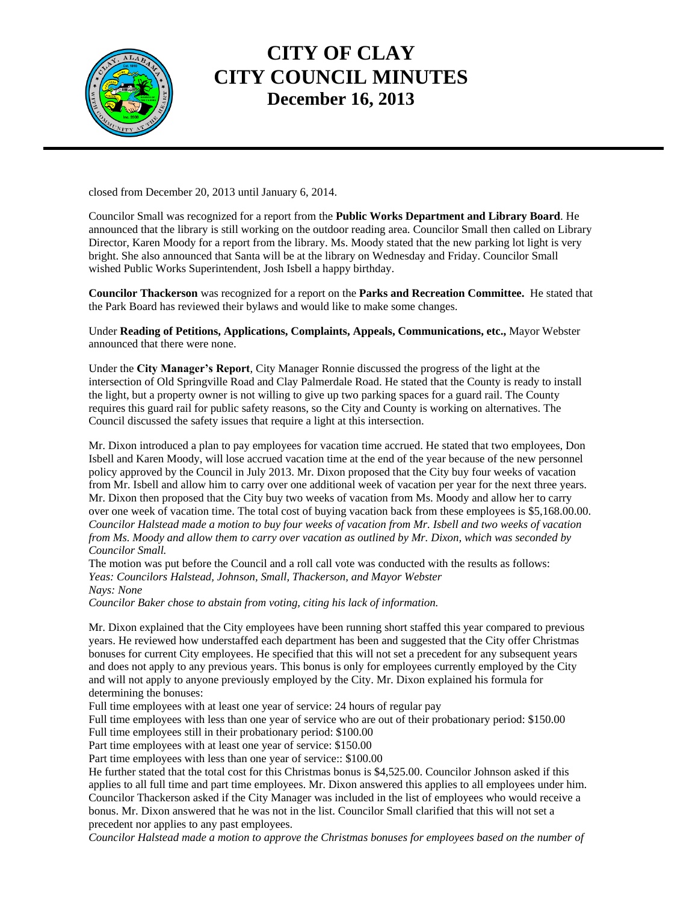closed from December 20, 2013 until January 6, 2014.

Councilor Small was recognized for a report from the **Public Works Department and Library Board**. He announced that the library is still working on the outdoor reading area. Councilor Small then called on Library Director, Karen Moody for a report from the library. Ms. Moody stated that the new parking lot light is very bright. She also announced that Santa will be at the library on Wednesday and Friday. Councilor Small wished Public Works Superintendent, Josh Isbell a happy birthday.

**Councilor Thackerson** was recognized for a report on the **Parks and Recreation Committee.** He stated that the Park Board has reviewed their bylaws and would like to make some changes.

Under **Reading of Petitions, Applications, Complaints, Appeals, Communications, etc.,** Mayor Webster announced that there were none.

Under the **City Manager's Report**, City Manager Ronnie discussed the progress of the light at the intersection of Old Springville Road and Clay Palmerdale Road. He stated that the County is ready to install the light, but a property owner is not willing to give up two parking spaces for a guard rail. The County requires this guard rail for public safety reasons, so the City and County is working on alternatives. The Council discussed the safety issues that require a light at this intersection.

Mr. Dixon introduced a plan to pay employees for vacation time accrued. He stated that two employees, Don Isbell and Karen Moody, will lose accrued vacation time at the end of the year because of the new personnel policy approved by the Council in July 2013. Mr. Dixon proposed that the City buy four weeks of vacation from Mr. Isbell and allow him to carry over one additional week of vacation per year for the next three years. Mr. Dixon then proposed that the City buy two weeks of vacation from Ms. Moody and allow her to carry over one week of vacation time. The total cost of buying vacation back from these employees is $5,168.00.00. *Councilor Halstead made a motion to buy four weeks of vacation from Mr. Isbell and two weeks of vacation from Ms. Moody and allow them to carry over vacation as outlined by Mr. Dixon, which was seconded by Councilor Small.*

The motion was put before the Council and a roll call vote was conducted with the results as follows:
*Yeas: Councilors Halstead, Johnson, Small, Thackerson, and Mayor Webster*
*Nays: None*
*Councilor Baker chose to abstain from voting, citing his lack of information.*

Mr. Dixon explained that the City employees have been running short staffed this year compared to previous years. He reviewed how understaffed each department has been and suggested that the City offer Christmas bonuses for current City employees. He specified that this will not set a precedent for any subsequent years and does not apply to any previous years. This bonus is only for employees currently employed by the City and will not apply to anyone previously employed by the City. Mr. Dixon explained his formula for determining the bonuses:
Full time employees with at least one year of service: 24 hours of regular pay
Full time employees with less than one year of service who are out of their probationary period: $150.00
Full time employees still in their probationary period: $100.00
Part time employees with at least one year of service: $150.00
Part time employees with less than one year of service:: $100.00
He further stated that the total cost for this Christmas bonus is $4,525.00. Councilor Johnson asked if this applies to all full time and part time employees. Mr. Dixon answered this applies to all employees under him. Councilor Thackerson asked if the City Manager was included in the list of employees who would receive a bonus. Mr. Dixon answered that he was not in the list. Councilor Small clarified that this will not set a precedent nor applies to any past employees.
*Councilor Halstead made a motion to approve the Christmas bonuses for employees based on the number of*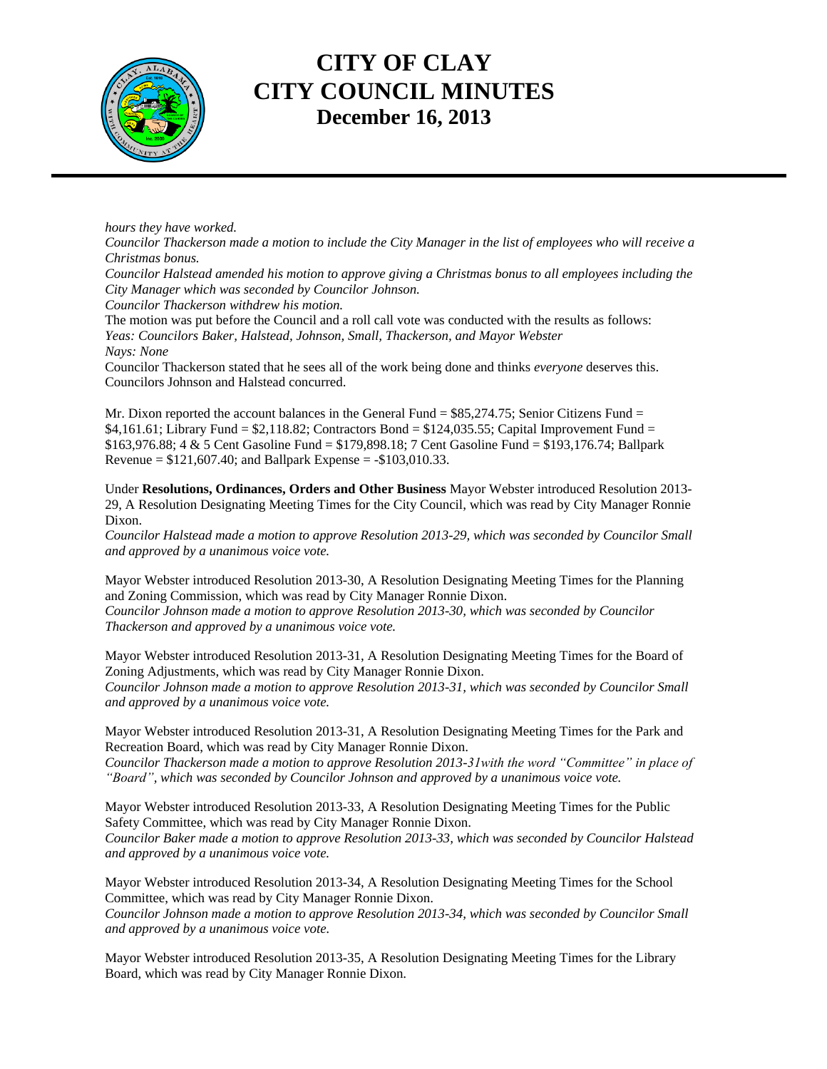*hours they have worked.*

*Councilor Thackerson made a motion to include the City Manager in the list of employees who will receive a Christmas bonus.*

*Councilor Halstead amended his motion to approve giving a Christmas bonus to all employees including the City Manager which was seconded by Councilor Johnson.*

*Councilor Thackerson withdrew his motion.*

The motion was put before the Council and a roll call vote was conducted with the results as follows:

*Yeas: Councilors Baker, Halstead, Johnson, Small, Thackerson, and Mayor Webster*

*Nays: None*

Councilor Thackerson stated that he sees all of the work being done and thinks *everyone* deserves this. Councilors Johnson and Halstead concurred.

Mr. Dixon reported the account balances in the General Fund = $85,274.75; Senior Citizens Fund = $4,161.61; Library Fund = $2,118.82; Contractors Bond = $124,035.55; Capital Improvement Fund = $163,976.88; 4 & 5 Cent Gasoline Fund = $179,898.18; 7 Cent Gasoline Fund = $193,176.74; Ballpark Revenue = $121,607.40; and Ballpark Expense = -$103,010.33.

Under **Resolutions, Ordinances, Orders and Other Business** Mayor Webster introduced Resolution 2013-29, A Resolution Designating Meeting Times for the City Council, which was read by City Manager Ronnie Dixon.

*Councilor Halstead made a motion to approve Resolution 2013-29, which was seconded by Councilor Small and approved by a unanimous voice vote.*

Mayor Webster introduced Resolution 2013-30, A Resolution Designating Meeting Times for the Planning and Zoning Commission, which was read by City Manager Ronnie Dixon.

*Councilor Johnson made a motion to approve Resolution 2013-30, which was seconded by Councilor Thackerson and approved by a unanimous voice vote.*

Mayor Webster introduced Resolution 2013-31, A Resolution Designating Meeting Times for the Board of Zoning Adjustments, which was read by City Manager Ronnie Dixon.

*Councilor Johnson made a motion to approve Resolution 2013-31, which was seconded by Councilor Small and approved by a unanimous voice vote.*

Mayor Webster introduced Resolution 2013-31, A Resolution Designating Meeting Times for the Park and Recreation Board, which was read by City Manager Ronnie Dixon.

*Councilor Thackerson made a motion to approve Resolution 2013-31with the word "Committee" in place of "Board", which was seconded by Councilor Johnson and approved by a unanimous voice vote.*

Mayor Webster introduced Resolution 2013-33, A Resolution Designating Meeting Times for the Public Safety Committee, which was read by City Manager Ronnie Dixon.

*Councilor Baker made a motion to approve Resolution 2013-33, which was seconded by Councilor Halstead and approved by a unanimous voice vote.*

Mayor Webster introduced Resolution 2013-34, A Resolution Designating Meeting Times for the School Committee, which was read by City Manager Ronnie Dixon.

*Councilor Johnson made a motion to approve Resolution 2013-34, which was seconded by Councilor Small and approved by a unanimous voice vote.*

Mayor Webster introduced Resolution 2013-35, A Resolution Designating Meeting Times for the Library Board, which was read by City Manager Ronnie Dixon.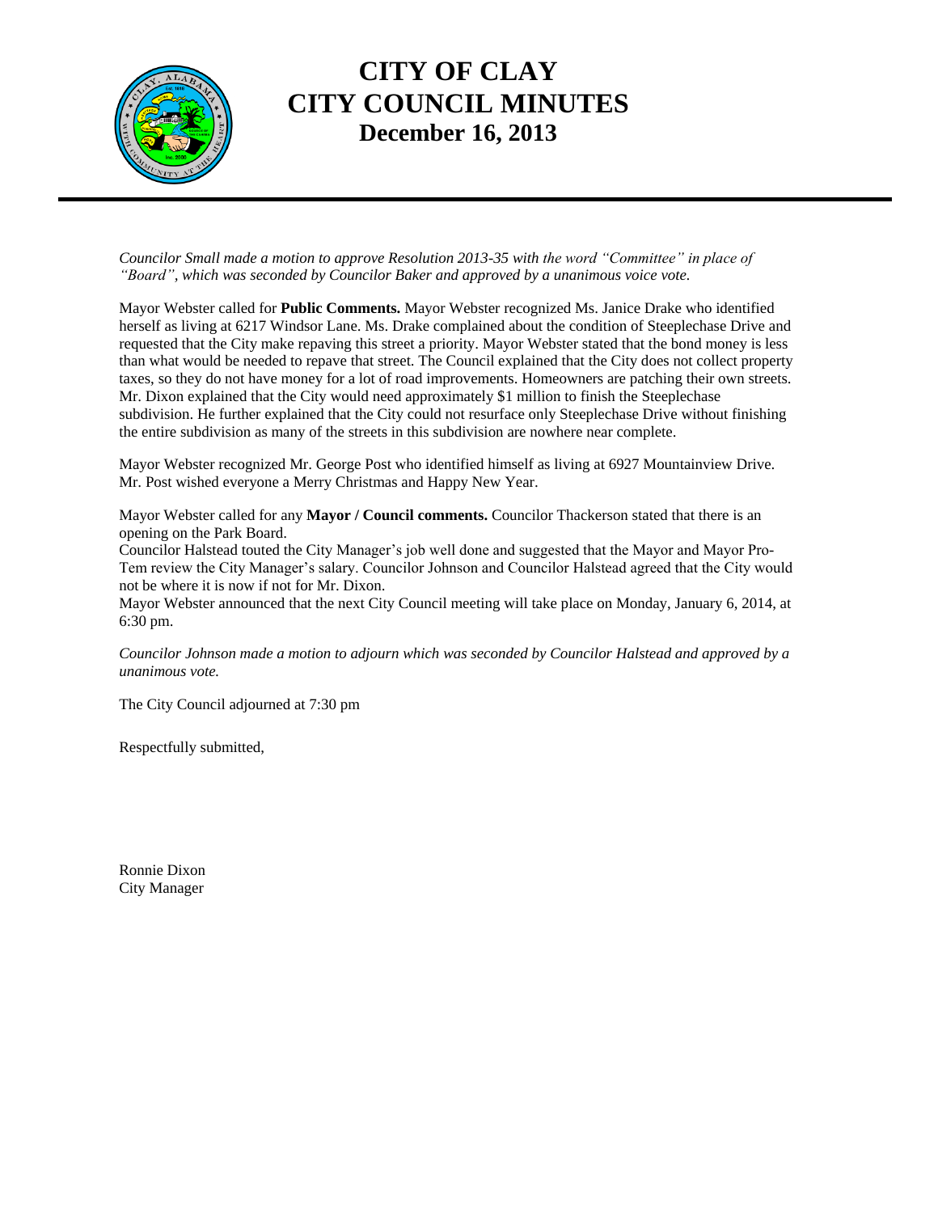# CITY OF CLAY
# CITY COUNCIL MINUTES
## December 16, 2013

*Councilor Small made a motion to approve Resolution 2013-35 with the word "Committee" in place of "Board", which was seconded by Councilor Baker and approved by a unanimous voice vote.*

Mayor Webster called for **Public Comments.** Mayor Webster recognized Ms. Janice Drake who identified herself as living at 6217 Windsor Lane. Ms. Drake complained about the condition of Steeplechase Drive and requested that the City make repaving this street a priority. Mayor Webster stated that the bond money is less than what would be needed to repave that street. The Council explained that the City does not collect property taxes, so they do not have money for a lot of road improvements. Homeowners are patching their own streets. Mr. Dixon explained that the City would need approximately $1 million to finish the Steeplechase subdivision. He further explained that the City could not resurface only Steeplechase Drive without finishing the entire subdivision as many of the streets in this subdivision are nowhere near complete.

Mayor Webster recognized Mr. George Post who identified himself as living at 6927 Mountainview Drive. Mr. Post wished everyone a Merry Christmas and Happy New Year.

Mayor Webster called for any **Mayor / Council comments.** Councilor Thackerson stated that there is an opening on the Park Board.

Councilor Halstead touted the City Manager's job well done and suggested that the Mayor and Mayor Pro-Tem review the City Manager's salary. Councilor Johnson and Councilor Halstead agreed that the City would not be where it is now if not for Mr. Dixon.

Mayor Webster announced that the next City Council meeting will take place on Monday, January 6, 2014, at 6:30 pm.

*Councilor Johnson made a motion to adjourn which was seconded by Councilor Halstead and approved by a unanimous vote.*

The City Council adjourned at 7:30 pm

Respectfully submitted,

Ronnie Dixon
City Manager